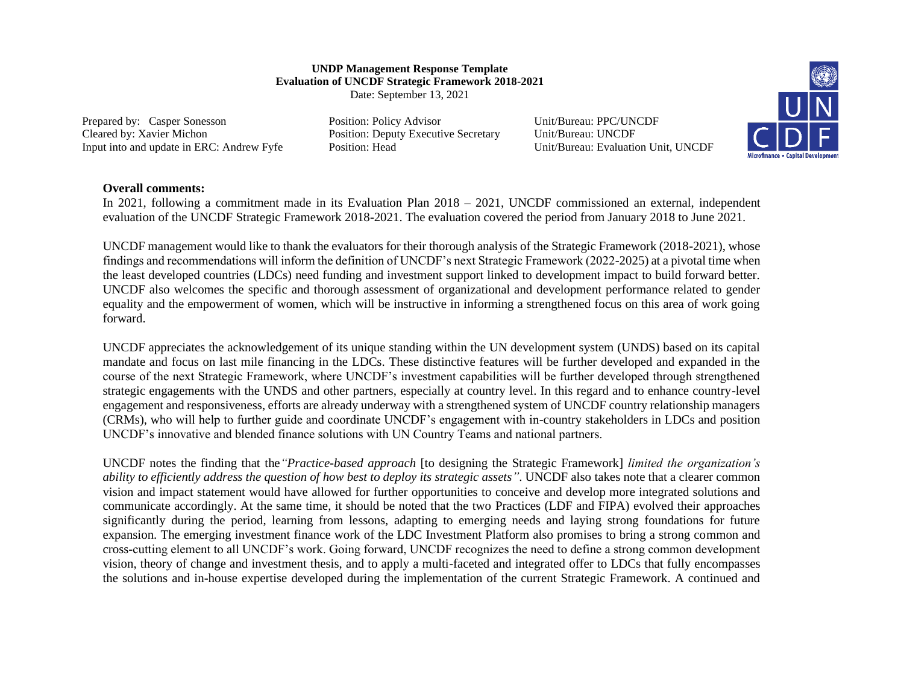**UNDP Management Response Template**
**Evaluation of UNCDF Strategic Framework 2018-2021**
Date: September 13, 2021

| | | |
|---|---|---|
| Prepared by: Casper Sonesson | Position: Policy Advisor | Unit/Bureau: PPC/UNCDF |
| Cleared by: Xavier Michon | Position: Deputy Executive Secretary | Unit/Bureau: UNCDF |
| Input into and update in ERC: Andrew Fyfe | Position: Head | Unit/Bureau: Evaluation Unit, UNCDF |

**Overall comments:**

In 2021, following a commitment made in its Evaluation Plan 2018 – 2021, UNCDF commissioned an external, independent evaluation of the UNCDF Strategic Framework 2018-2021. The evaluation covered the period from January 2018 to June 2021.

UNCDF management would like to thank the evaluators for their thorough analysis of the Strategic Framework (2018-2021), whose findings and recommendations will inform the definition of UNCDF's next Strategic Framework (2022-2025) at a pivotal time when the least developed countries (LDCs) need funding and investment support linked to development impact to build forward better. UNCDF also welcomes the specific and thorough assessment of organizational and development performance related to gender equality and the empowerment of women, which will be instructive in informing a strengthened focus on this area of work going forward.

UNCDF appreciates the acknowledgement of its unique standing within the UN development system (UNDS) based on its capital mandate and focus on last mile financing in the LDCs. These distinctive features will be further developed and expanded in the course of the next Strategic Framework, where UNCDF's investment capabilities will be further developed through strengthened strategic engagements with the UNDS and other partners, especially at country level. In this regard and to enhance country-level engagement and responsiveness, efforts are already underway with a strengthened system of UNCDF country relationship managers (CRMs), who will help to further guide and coordinate UNCDF's engagement with in-country stakeholders in LDCs and position UNCDF's innovative and blended finance solutions with UN Country Teams and national partners.

UNCDF notes the finding that the *"Practice-based approach* [to designing the Strategic Framework] *limited the organization's ability to efficiently address the question of how best to deploy its strategic assets"*. UNCDF also takes note that a clearer common vision and impact statement would have allowed for further opportunities to conceive and develop more integrated solutions and communicate accordingly. At the same time, it should be noted that the two Practices (LDF and FIPA) evolved their approaches significantly during the period, learning from lessons, adapting to emerging needs and laying strong foundations for future expansion. The emerging investment finance work of the LDC Investment Platform also promises to bring a strong common and cross-cutting element to all UNCDF's work. Going forward, UNCDF recognizes the need to define a strong common development vision, theory of change and investment thesis, and to apply a multi-faceted and integrated offer to LDCs that fully encompasses the solutions and in-house expertise developed during the implementation of the current Strategic Framework. A continued and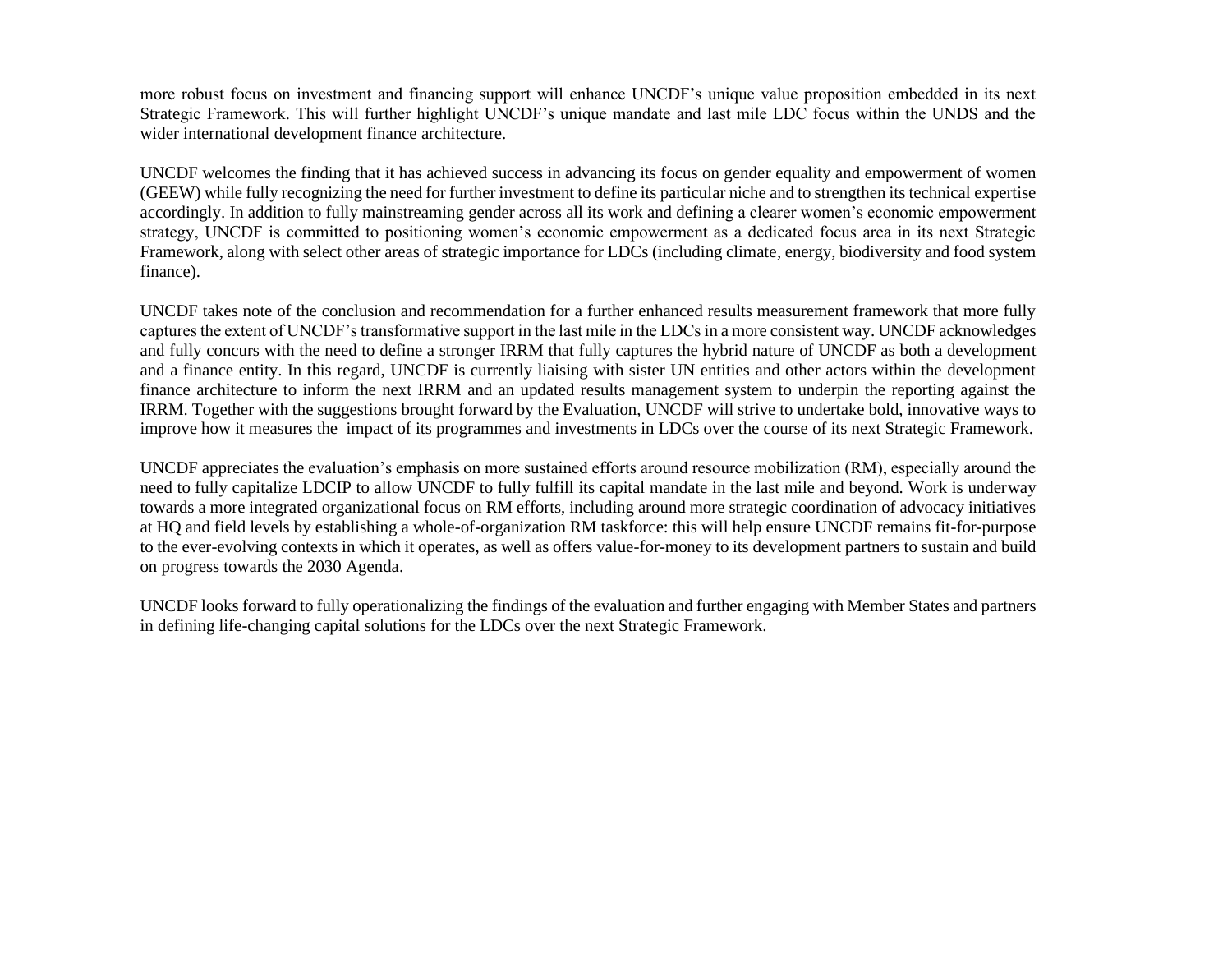more robust focus on investment and financing support will enhance UNCDF's unique value proposition embedded in its next Strategic Framework. This will further highlight UNCDF's unique mandate and last mile LDC focus within the UNDS and the wider international development finance architecture.

UNCDF welcomes the finding that it has achieved success in advancing its focus on gender equality and empowerment of women (GEEW) while fully recognizing the need for further investment to define its particular niche and to strengthen its technical expertise accordingly. In addition to fully mainstreaming gender across all its work and defining a clearer women's economic empowerment strategy, UNCDF is committed to positioning women's economic empowerment as a dedicated focus area in its next Strategic Framework, along with select other areas of strategic importance for LDCs (including climate, energy, biodiversity and food system finance).

UNCDF takes note of the conclusion and recommendation for a further enhanced results measurement framework that more fully captures the extent of UNCDF's transformative support in the last mile in the LDCs in a more consistent way. UNCDF acknowledges and fully concurs with the need to define a stronger IRRM that fully captures the hybrid nature of UNCDF as both a development and a finance entity. In this regard, UNCDF is currently liaising with sister UN entities and other actors within the development finance architecture to inform the next IRRM and an updated results management system to underpin the reporting against the IRRM. Together with the suggestions brought forward by the Evaluation, UNCDF will strive to undertake bold, innovative ways to improve how it measures the impact of its programmes and investments in LDCs over the course of its next Strategic Framework.

UNCDF appreciates the evaluation's emphasis on more sustained efforts around resource mobilization (RM), especially around the need to fully capitalize LDCIP to allow UNCDF to fully fulfill its capital mandate in the last mile and beyond. Work is underway towards a more integrated organizational focus on RM efforts, including around more strategic coordination of advocacy initiatives at HQ and field levels by establishing a whole-of-organization RM taskforce: this will help ensure UNCDF remains fit-for-purpose to the ever-evolving contexts in which it operates, as well as offers value-for-money to its development partners to sustain and build on progress towards the 2030 Agenda.

UNCDF looks forward to fully operationalizing the findings of the evaluation and further engaging with Member States and partners in defining life-changing capital solutions for the LDCs over the next Strategic Framework.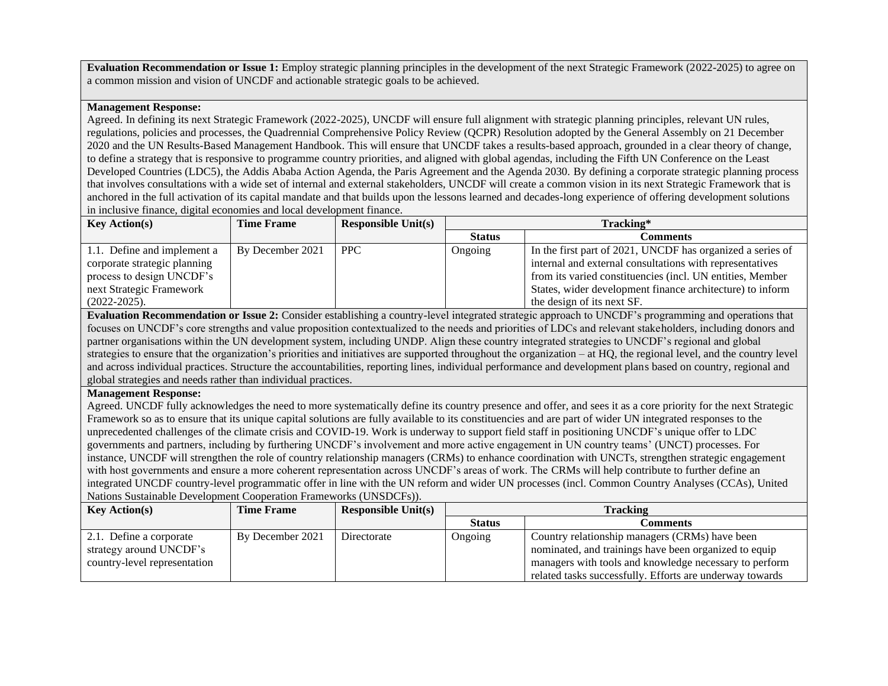**Evaluation Recommendation or Issue 1:** Employ strategic planning principles in the development of the next Strategic Framework (2022-2025) to agree on a common mission and vision of UNCDF and actionable strategic goals to be achieved.

**Management Response:**

Agreed. In defining its next Strategic Framework (2022-2025), UNCDF will ensure full alignment with strategic planning principles, relevant UN rules, regulations, policies and processes, the Quadrennial Comprehensive Policy Review (QCPR) Resolution adopted by the General Assembly on 21 December 2020 and the UN Results-Based Management Handbook. This will ensure that UNCDF takes a results-based approach, grounded in a clear theory of change, to define a strategy that is responsive to programme country priorities, and aligned with global agendas, including the Fifth UN Conference on the Least Developed Countries (LDC5), the Addis Ababa Action Agenda, the Paris Agreement and the Agenda 2030. By defining a corporate strategic planning process that involves consultations with a wide set of internal and external stakeholders, UNCDF will create a common vision in its next Strategic Framework that is anchored in the full activation of its capital mandate and that builds upon the lessons learned and decades-long experience of offering development solutions in inclusive finance, digital economies and local development finance.

| Key Action(s) | Time Frame | Responsible Unit(s) | Tracking* | |
|---|---|---|---|---|
| | | | **Status** | **Comments** |
| 1.1. Define and implement a corporate strategic planning process to design UNCDF's next Strategic Framework (2022-2025). | By December 2021 | PPC | Ongoing | In the first part of 2021, UNCDF has organized a series of internal and external consultations with representatives from its varied constituencies (incl. UN entities, Member States, wider development finance architecture) to inform the design of its next SF. |

**Evaluation Recommendation or Issue 2:** Consider establishing a country-level integrated strategic approach to UNCDF's programming and operations that focuses on UNCDF's core strengths and value proposition contextualized to the needs and priorities of LDCs and relevant stakeholders, including donors and partner organisations within the UN development system, including UNDP. Align these country integrated strategies to UNCDF's regional and global strategies to ensure that the organization's priorities and initiatives are supported throughout the organization – at HQ, the regional level, and the country level and across individual practices. Structure the accountabilities, reporting lines, individual performance and development plans based on country, regional and global strategies and needs rather than individual practices.

**Management Response:**

Agreed. UNCDF fully acknowledges the need to more systematically define its country presence and offer, and sees it as a core priority for the next Strategic Framework so as to ensure that its unique capital solutions are fully available to its constituencies and are part of wider UN integrated responses to the unprecedented challenges of the climate crisis and COVID-19. Work is underway to support field staff in positioning UNCDF's unique offer to LDC governments and partners, including by furthering UNCDF's involvement and more active engagement in UN country teams' (UNCT) processes. For instance, UNCDF will strengthen the role of country relationship managers (CRMs) to enhance coordination with UNCTs, strengthen strategic engagement with host governments and ensure a more coherent representation across UNCDF's areas of work. The CRMs will help contribute to further define an integrated UNCDF country-level programmatic offer in line with the UN reform and wider UN processes (incl. Common Country Analyses (CCAs), United Nations Sustainable Development Cooperation Frameworks (UNSDCFs)).

| Key Action(s) | Time Frame | Responsible Unit(s) | Tracking | |
|---|---|---|---|---|
| | | | **Status** | **Comments** |
| 2.1. Define a corporate strategy around UNCDF's country-level representation | By December 2021 | Directorate | Ongoing | Country relationship managers (CRMs) have been nominated, and trainings have been organized to equip managers with tools and knowledge necessary to perform related tasks successfully. Efforts are underway towards |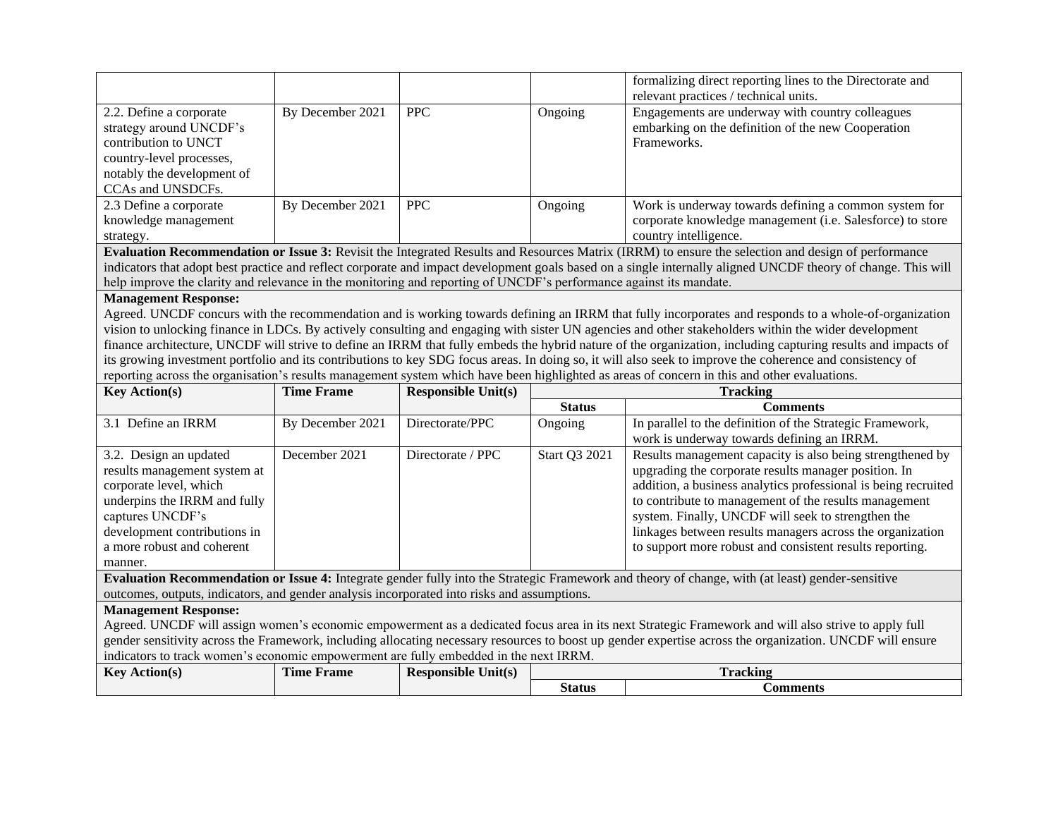| | | | | |
|---|---|---|---|---|
| | | | | formalizing direct reporting lines to the Directorate and relevant practices / technical units. |
| 2.2. Define a corporate strategy around UNCDF's contribution to UNCT country-level processes, notably the development of CCAs and UNSDCFs. | By December 2021 | PPC | Ongoing | Engagements are underway with country colleagues embarking on the definition of the new Cooperation Frameworks. |
| 2.3 Define a corporate knowledge management strategy. | By December 2021 | PPC | Ongoing | Work is underway towards defining a common system for corporate knowledge management (i.e. Salesforce) to store country intelligence. |

**Evaluation Recommendation or Issue 3:** Revisit the Integrated Results and Resources Matrix (IRRM) to ensure the selection and design of performance indicators that adopt best practice and reflect corporate and impact development goals based on a single internally aligned UNCDF theory of change. This will help improve the clarity and relevance in the monitoring and reporting of UNCDF's performance against its mandate.

**Management Response:**
Agreed. UNCDF concurs with the recommendation and is working towards defining an IRRM that fully incorporates and responds to a whole-of-organization vision to unlocking finance in LDCs. By actively consulting and engaging with sister UN agencies and other stakeholders within the wider development finance architecture, UNCDF will strive to define an IRRM that fully embeds the hybrid nature of the organization, including capturing results and impacts of its growing investment portfolio and its contributions to key SDG focus areas. In doing so, it will also seek to improve the coherence and consistency of reporting across the organisation's results management system which have been highlighted as areas of concern in this and other evaluations.

| **Key Action(s)** | **Time Frame** | **Responsible Unit(s)** | **Tracking** | |
|---|---|---|---|---|
| | | | **Status** | **Comments** |
| 3.1 Define an IRRM | By December 2021 | Directorate/PPC | Ongoing | In parallel to the definition of the Strategic Framework, work is underway towards defining an IRRM. |
| 3.2. Design an updated results management system at corporate level, which underpins the IRRM and fully captures UNCDF's development contributions in a more robust and coherent manner. | December 2021 | Directorate / PPC | Start Q3 2021 | Results management capacity is also being strengthened by upgrading the corporate results manager position. In addition, a business analytics professional is being recruited to contribute to management of the results management system. Finally, UNCDF will seek to strengthen the linkages between results managers across the organization to support more robust and consistent results reporting. |

**Evaluation Recommendation or Issue 4:** Integrate gender fully into the Strategic Framework and theory of change, with (at least) gender-sensitive outcomes, outputs, indicators, and gender analysis incorporated into risks and assumptions.

**Management Response:**
Agreed. UNCDF will assign women's economic empowerment as a dedicated focus area in its next Strategic Framework and will also strive to apply full gender sensitivity across the Framework, including allocating necessary resources to boost up gender expertise across the organization. UNCDF will ensure indicators to track women's economic empowerment are fully embedded in the next IRRM.

| **Key Action(s)** | **Time Frame** | **Responsible Unit(s)** | **Tracking** | |
|---|---|---|---|---|
| | | | **Status** | **Comments** |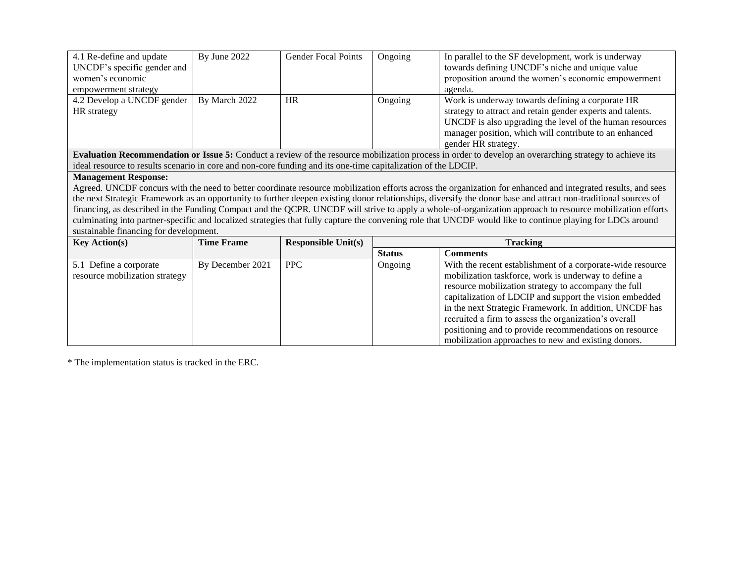| | | | | |
|---|---|---|---|---|
| 4.1 Re-define and update UNCDF's specific gender and women's economic empowerment strategy | By June 2022 | Gender Focal Points | Ongoing | In parallel to the SF development, work is underway towards defining UNCDF's niche and unique value proposition around the women's economic empowerment agenda. |
| 4.2 Develop a UNCDF gender HR strategy | By March 2022 | HR | Ongoing | Work is underway towards defining a corporate HR strategy to attract and retain gender experts and talents. UNCDF is also upgrading the level of the human resources manager position, which will contribute to an enhanced gender HR strategy. |

**Evaluation Recommendation or Issue 5:** Conduct a review of the resource mobilization process in order to develop an overarching strategy to achieve its ideal resource to results scenario in core and non-core funding and its one-time capitalization of the LDCIP.

**Management Response:**
Agreed. UNCDF concurs with the need to better coordinate resource mobilization efforts across the organization for enhanced and integrated results, and sees the next Strategic Framework as an opportunity to further deepen existing donor relationships, diversify the donor base and attract non-traditional sources of financing, as described in the Funding Compact and the QCPR. UNCDF will strive to apply a whole-of-organization approach to resource mobilization efforts culminating into partner-specific and localized strategies that fully capture the convening role that UNCDF would like to continue playing for LDCs around sustainable financing for development.

| Key Action(s) | Time Frame | Responsible Unit(s) | Tracking | |
|---|---|---|---|---|
| | | | Status | Comments |
| 5.1 Define a corporate resource mobilization strategy | By December 2021 | PPC | Ongoing | With the recent establishment of a corporate-wide resource mobilization taskforce, work is underway to define a resource mobilization strategy to accompany the full capitalization of LDCIP and support the vision embedded in the next Strategic Framework. In addition, UNCDF has recruited a firm to assess the organization's overall positioning and to provide recommendations on resource mobilization approaches to new and existing donors. |

* The implementation status is tracked in the ERC.